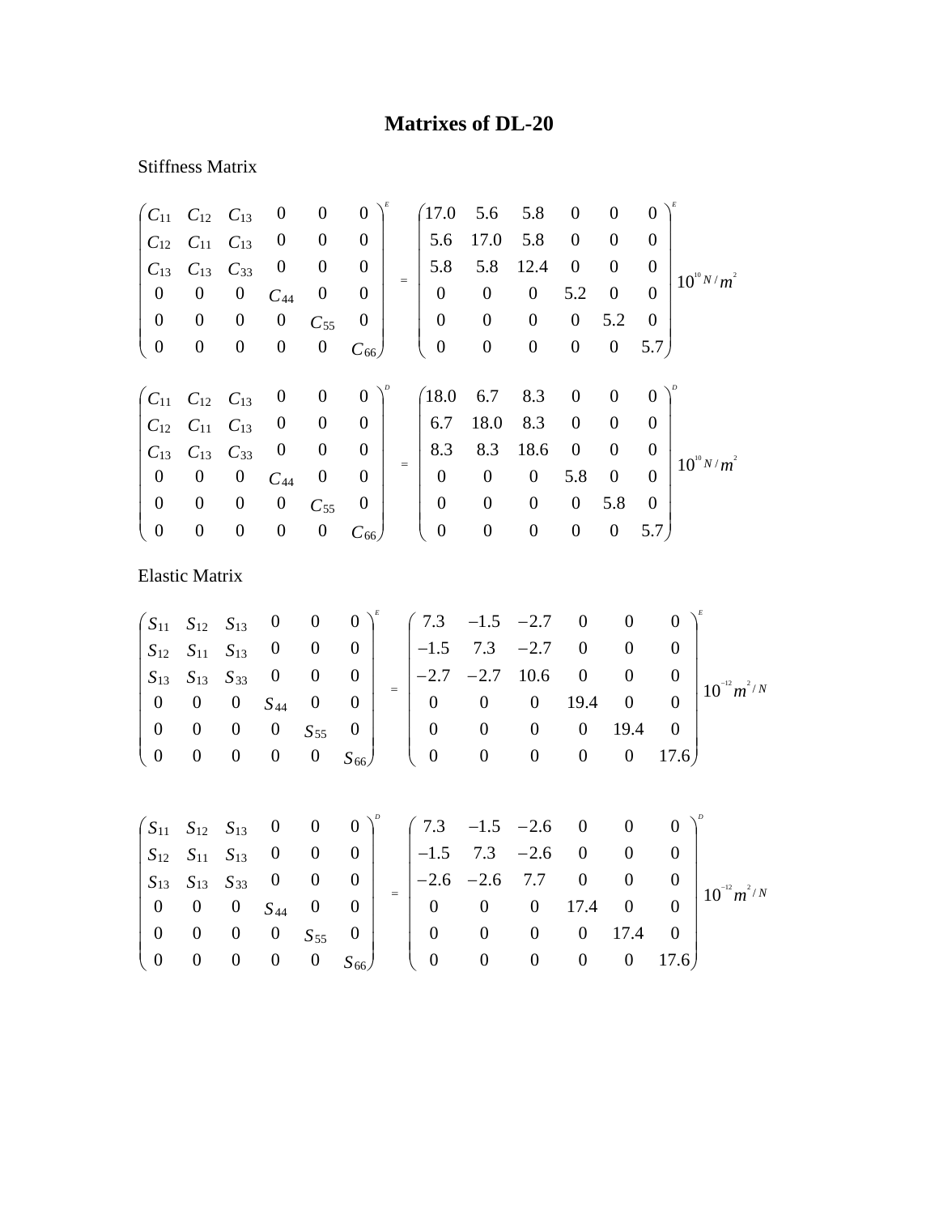# Matrixes of DL-20

Stiffness Matrix

$$\begin{pmatrix} C_{11} & C_{12} & C_{13} & 0 & 0 & 0 \\ C_{12} & C_{11} & C_{13} & 0 & 0 & 0 \\ C_{13} & C_{13} & C_{33} & 0 & 0 & 0 \\ 0 & 0 & 0 & C_{44} & 0 & 0 \\ 0 & 0 & 0 & 0 & C_{55} & 0 \\ 0 & 0 & 0 & 0 & 0 & C_{66} \end{pmatrix}^{E} = \begin{pmatrix} 17.0 & 5.6 & 5.8 & 0 & 0 & 0 \\ 5.6 & 17.0 & 5.8 & 0 & 0 & 0 \\ 5.8 & 5.8 & 12.4 & 0 & 0 & 0 \\ 0 & 0 & 0 & 5.2 & 0 & 0 \\ 0 & 0 & 0 & 0 & 5.2 & 0 \\ 0 & 0 & 0 & 0 & 0 & 5.7 \end{pmatrix}^{E} 10^{10} N/m^2$$

$$\begin{pmatrix} C_{11} & C_{12} & C_{13} & 0 & 0 & 0 \\ C_{12} & C_{11} & C_{13} & 0 & 0 & 0 \\ C_{13} & C_{13} & C_{33} & 0 & 0 & 0 \\ 0 & 0 & 0 & C_{44} & 0 & 0 \\ 0 & 0 & 0 & 0 & C_{55} & 0 \\ 0 & 0 & 0 & 0 & 0 & C_{66} \end{pmatrix}^{D} = \begin{pmatrix} 18.0 & 6.7 & 8.3 & 0 & 0 & 0 \\ 6.7 & 18.0 & 8.3 & 0 & 0 & 0 \\ 8.3 & 8.3 & 18.6 & 0 & 0 & 0 \\ 0 & 0 & 0 & 5.8 & 0 & 0 \\ 0 & 0 & 0 & 0 & 5.8 & 0 \\ 0 & 0 & 0 & 0 & 0 & 5.7 \end{pmatrix}^{D} 10^{10} N/m^2$$

Elastic Matrix

$$\begin{pmatrix} S_{11} & S_{12} & S_{13} & 0 & 0 & 0 \\ S_{12} & S_{11} & S_{13} & 0 & 0 & 0 \\ S_{13} & S_{13} & S_{33} & 0 & 0 & 0 \\ 0 & 0 & 0 & S_{44} & 0 & 0 \\ 0 & 0 & 0 & 0 & S_{55} & 0 \\ 0 & 0 & 0 & 0 & 0 & S_{66} \end{pmatrix}^{E} = \begin{pmatrix} 7.3 & -1.5 & -2.7 & 0 & 0 & 0 \\ -1.5 & 7.3 & -2.7 & 0 & 0 & 0 \\ -2.7 & -2.7 & 10.6 & 0 & 0 & 0 \\ 0 & 0 & 0 & 19.4 & 0 & 0 \\ 0 & 0 & 0 & 0 & 19.4 & 0 \\ 0 & 0 & 0 & 0 & 0 & 17.6 \end{pmatrix}^{E} 10^{-12} m^2/N$$

$$\begin{pmatrix} S_{11} & S_{12} & S_{13} & 0 & 0 & 0 \\ S_{12} & S_{11} & S_{13} & 0 & 0 & 0 \\ S_{13} & S_{13} & S_{33} & 0 & 0 & 0 \\ 0 & 0 & 0 & S_{44} & 0 & 0 \\ 0 & 0 & 0 & 0 & S_{55} & 0 \\ 0 & 0 & 0 & 0 & 0 & S_{66} \end{pmatrix}^{D} = \begin{pmatrix} 7.3 & -1.5 & -2.6 & 0 & 0 & 0 \\ -1.5 & 7.3 & -2.6 & 0 & 0 & 0 \\ -2.6 & -2.6 & 7.7 & 0 & 0 & 0 \\ 0 & 0 & 0 & 17.4 & 0 & 0 \\ 0 & 0 & 0 & 0 & 17.4 & 0 \\ 0 & 0 & 0 & 0 & 0 & 17.6 \end{pmatrix}^{D} 10^{-12} m^2/N$$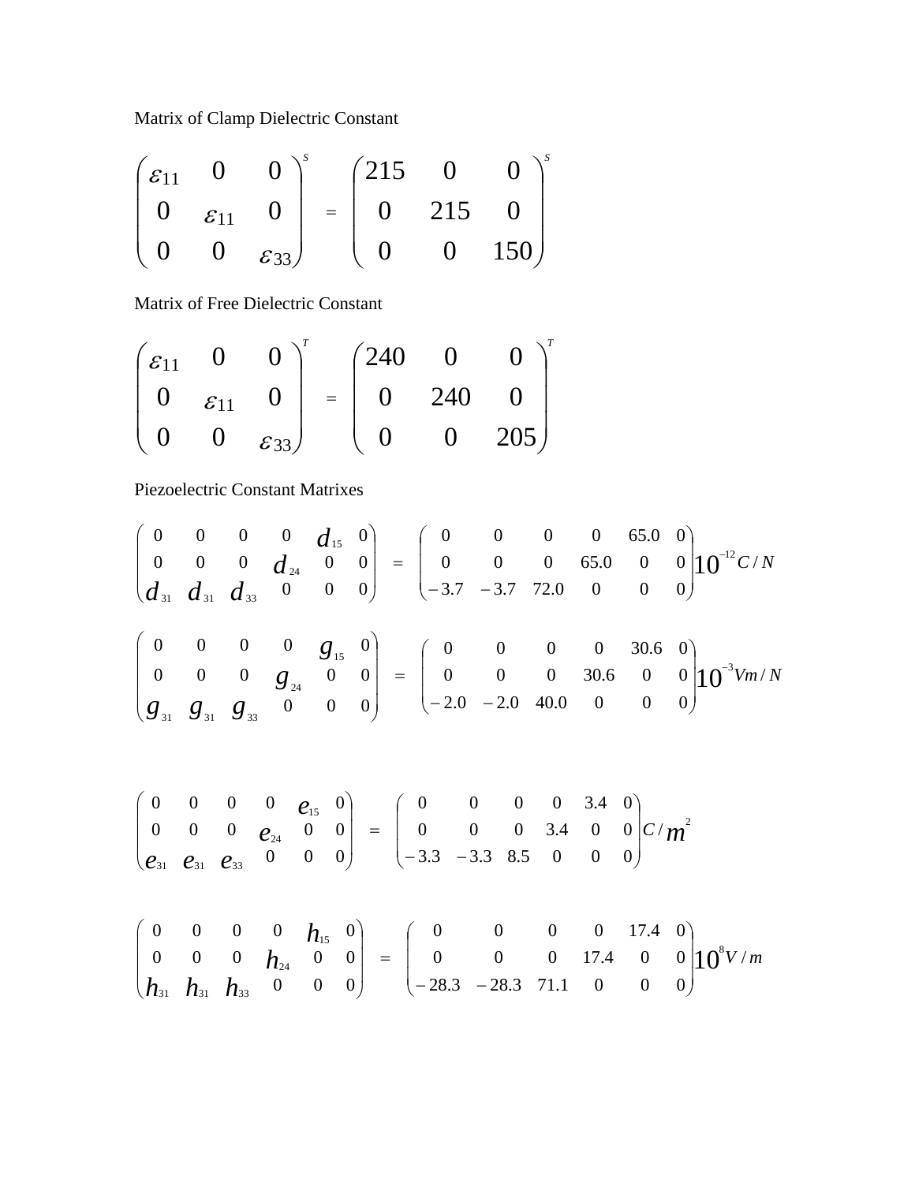Matrix of Clamp Dielectric Constant

$$\begin{pmatrix} \varepsilon_{11} & 0 & 0 \\ 0 & \varepsilon_{11} & 0 \\ 0 & 0 & \varepsilon_{33} \end{pmatrix}^S = \begin{pmatrix} 215 & 0 & 0 \\ 0 & 215 & 0 \\ 0 & 0 & 150 \end{pmatrix}^S$$

Matrix of Free Dielectric Constant

$$\begin{pmatrix} \varepsilon_{11} & 0 & 0 \\ 0 & \varepsilon_{11} & 0 \\ 0 & 0 & \varepsilon_{33} \end{pmatrix}^T = \begin{pmatrix} 240 & 0 & 0 \\ 0 & 240 & 0 \\ 0 & 0 & 205 \end{pmatrix}^T$$

Piezoelectric Constant Matrixes

$$\begin{pmatrix} 0 & 0 & 0 & 0 & d_{15} & 0 \\ 0 & 0 & 0 & d_{24} & 0 & 0 \\ d_{31} & d_{31} & d_{33} & 0 & 0 & 0 \end{pmatrix} = \begin{pmatrix} 0 & 0 & 0 & 0 & 65.0 & 0 \\ 0 & 0 & 0 & 65.0 & 0 & 0 \\ -3.7 & -3.7 & 72.0 & 0 & 0 & 0 \end{pmatrix} 10^{-12} C/N$$

$$\begin{pmatrix} 0 & 0 & 0 & 0 & g_{15} & 0 \\ 0 & 0 & 0 & g_{24} & 0 & 0 \\ g_{31} & g_{31} & g_{33} & 0 & 0 & 0 \end{pmatrix} = \begin{pmatrix} 0 & 0 & 0 & 0 & 30.6 & 0 \\ 0 & 0 & 0 & 30.6 & 0 & 0 \\ -2.0 & -2.0 & 40.0 & 0 & 0 & 0 \end{pmatrix} 10^{-3} Vm/N$$

$$\begin{pmatrix} 0 & 0 & 0 & 0 & e_{15} & 0 \\ 0 & 0 & 0 & e_{24} & 0 & 0 \\ e_{31} & e_{31} & e_{33} & 0 & 0 & 0 \end{pmatrix} = \begin{pmatrix} 0 & 0 & 0 & 0 & 3.4 & 0 \\ 0 & 0 & 0 & 3.4 & 0 & 0 \\ -3.3 & -3.3 & 8.5 & 0 & 0 & 0 \end{pmatrix} C/m^2$$

$$\begin{pmatrix} 0 & 0 & 0 & 0 & h_{15} & 0 \\ 0 & 0 & 0 & h_{24} & 0 & 0 \\ h_{31} & h_{31} & h_{33} & 0 & 0 & 0 \end{pmatrix} = \begin{pmatrix} 0 & 0 & 0 & 0 & 17.4 & 0 \\ 0 & 0 & 0 & 17.4 & 0 & 0 \\ -28.3 & -28.3 & 71.1 & 0 & 0 & 0 \end{pmatrix} 10^{8} V/m$$